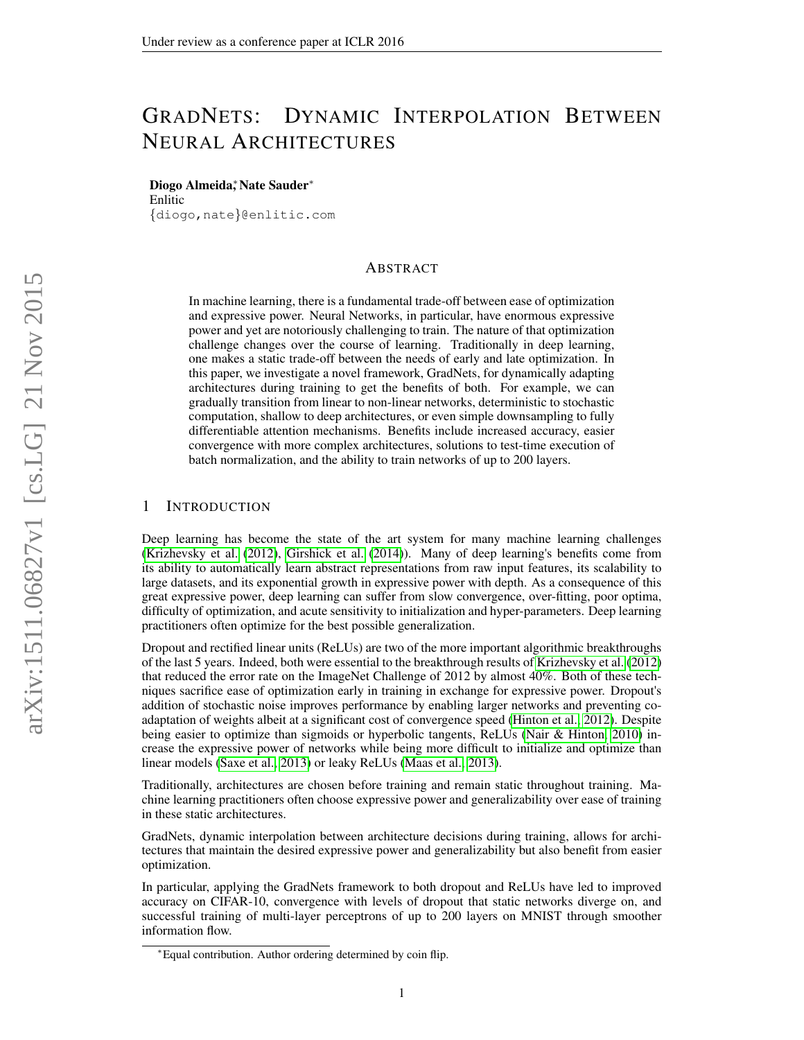# GRADNETS: DYNAMIC INTERPOLATION BETWEEN NEURAL ARCHITECTURES

**Diogo Almeida**[*], **Nate Sauder**[*]
Enlitic
{diogo,nate}@enlitic.com

## ABSTRACT

In machine learning, there is a fundamental trade-off between ease of optimization and expressive power. Neural Networks, in particular, have enormous expressive power and yet are notoriously challenging to train. The nature of that optimization challenge changes over the course of learning. Traditionally in deep learning, one makes a static trade-off between the needs of early and late optimization. In this paper, we investigate a novel framework, GradNets, for dynamically adapting architectures during training to get the benefits of both. For example, we can gradually transition from linear to non-linear networks, deterministic to stochastic computation, shallow to deep architectures, or even simple downsampling to fully differentiable attention mechanisms. Benefits include increased accuracy, easier convergence with more complex architectures, solutions to test-time execution of batch normalization, and the ability to train networks of up to 200 layers.

## 1 INTRODUCTION

Deep learning has become the state of the art system for many machine learning challenges (Krizhevsky et al. (2012), Girshick et al. (2014)). Many of deep learning's benefits come from its ability to automatically learn abstract representations from raw input features, its scalability to large datasets, and its exponential growth in expressive power with depth. As a consequence of this great expressive power, deep learning can suffer from slow convergence, over-fitting, poor optima, difficulty of optimization, and acute sensitivity to initialization and hyper-parameters. Deep learning practitioners often optimize for the best possible generalization.

Dropout and rectified linear units (ReLUs) are two of the more important algorithmic breakthroughs of the last 5 years. Indeed, both were essential to the breakthrough results of Krizhevsky et al. (2012) that reduced the error rate on the ImageNet Challenge of 2012 by almost 40%. Both of these techniques sacrifice ease of optimization early in training in exchange for expressive power. Dropout's addition of stochastic noise improves performance by enabling larger networks and preventing co-adaptation of weights albeit at a significant cost of convergence speed (Hinton et al., 2012). Despite being easier to optimize than sigmoids or hyperbolic tangents, ReLUs (Nair & Hinton, 2010) increase the expressive power of networks while being more difficult to initialize and optimize than linear models (Saxe et al., 2013) or leaky ReLUs (Maas et al., 2013).

Traditionally, architectures are chosen before training and remain static throughout training. Machine learning practitioners often choose expressive power and generalizability over ease of training in these static architectures.

GradNets, dynamic interpolation between architecture decisions during training, allows for architectures that maintain the desired expressive power and generalizability but also benefit from easier optimization.

In particular, applying the GradNets framework to both dropout and ReLUs have led to improved accuracy on CIFAR-10, convergence with levels of dropout that static networks diverge on, and successful training of multi-layer perceptrons of up to 200 layers on MNIST through smoother information flow.

[*]Equal contribution. Author ordering determined by coin flip.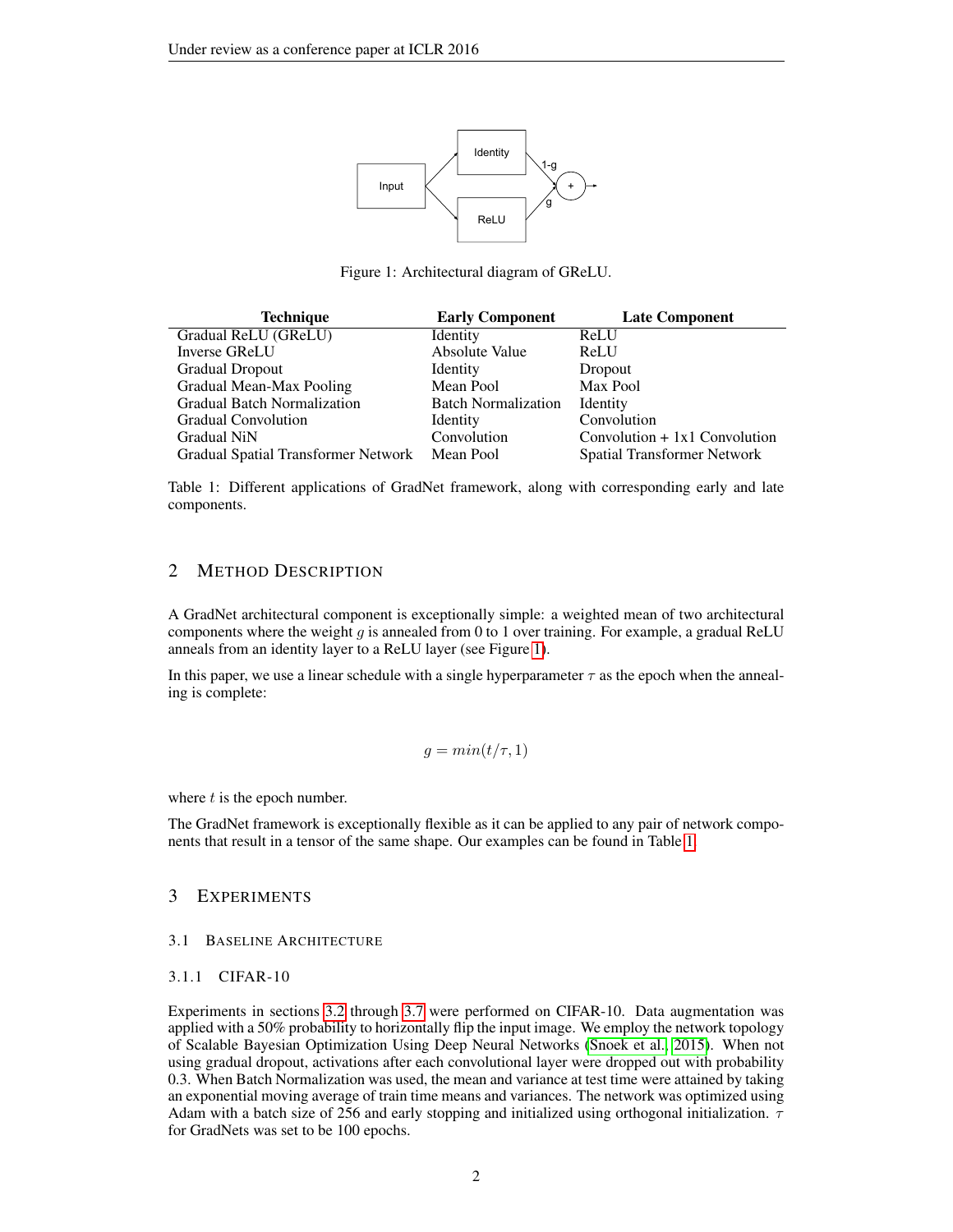Figure 1: Architectural diagram of GReLU.

| Technique | Early Component | Late Component |
|---|---|---|
| Gradual ReLU (GReLU) | Identity | ReLU |
| Inverse GReLU | Absolute Value | ReLU |
| Gradual Dropout | Identity | Dropout |
| Gradual Mean-Max Pooling | Mean Pool | Max Pool |
| Gradual Batch Normalization | Batch Normalization | Identity |
| Gradual Convolution | Identity | Convolution |
| Gradual NiN | Convolution | Convolution + 1x1 Convolution |
| Gradual Spatial Transformer Network | Mean Pool | Spatial Transformer Network |

Table 1: Different applications of GradNet framework, along with corresponding early and late components.

## 2 Method Description

A GradNet architectural component is exceptionally simple: a weighted mean of two architectural components where the weight $g$ is annealed from 0 to 1 over training. For example, a gradual ReLU anneals from an identity layer to a ReLU layer (see Figure 1).

In this paper, we use a linear schedule with a single hyperparameter $\tau$ as the epoch when the annealing is complete:

$$g = min(t/\tau, 1)$$

where $t$ is the epoch number.

The GradNet framework is exceptionally flexible as it can be applied to any pair of network components that result in a tensor of the same shape. Our examples can be found in Table 1.

## 3 Experiments

### 3.1 Baseline Architecture

#### 3.1.1 CIFAR-10

Experiments in sections 3.2 through 3.7 were performed on CIFAR-10. Data augmentation was applied with a 50% probability to horizontally flip the input image. We employ the network topology of Scalable Bayesian Optimization Using Deep Neural Networks (Snoek et al., 2015). When not using gradual dropout, activations after each convolutional layer were dropped out with probability 0.3. When Batch Normalization was used, the mean and variance at test time were attained by taking an exponential moving average of train time means and variances. The network was optimized using Adam with a batch size of 256 and early stopping and initialized using orthogonal initialization. $\tau$ for GradNets was set to be 100 epochs.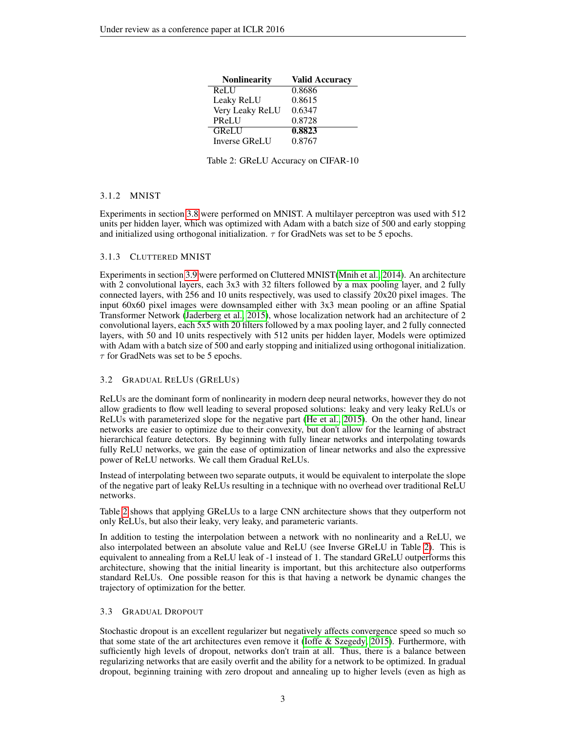| Nonlinearity | Valid Accuracy |
|---|---|
| ReLU | 0.8686 |
| Leaky ReLU | 0.8615 |
| Very Leaky ReLU | 0.6347 |
| PReLU | 0.8728 |
| GReLU | **0.8823** |
| Inverse GReLU | 0.8767 |

Table 2: GReLU Accuracy on CIFAR-10

#### 3.1.2 MNIST

Experiments in section 3.8 were performed on MNIST. A multilayer perceptron was used with 512 units per hidden layer, which was optimized with Adam with a batch size of 500 and early stopping and initialized using orthogonal initialization. $\tau$ for GradNets was set to be 5 epochs.

#### 3.1.3 CLUTTERED MNIST

Experiments in section 3.9 were performed on Cluttered MNIST(Mnih et al., 2014). An architecture with 2 convolutional layers, each 3x3 with 32 filters followed by a max pooling layer, and 2 fully connected layers, with 256 and 10 units respectively, was used to classify 20x20 pixel images. The input 60x60 pixel images were downsampled either with 3x3 mean pooling or an affine Spatial Transformer Network (Jaderberg et al., 2015), whose localization network had an architecture of 2 convolutional layers, each 5x5 with 20 filters followed by a max pooling layer, and 2 fully connected layers, with 50 and 10 units respectively with 512 units per hidden layer, Models were optimized with Adam with a batch size of 500 and early stopping and initialized using orthogonal initialization. $\tau$ for GradNets was set to be 5 epochs.

### 3.2 GRADUAL RELUS (GRELUS)

ReLUs are the dominant form of nonlinearity in modern deep neural networks, however they do not allow gradients to flow well leading to several proposed solutions: leaky and very leaky ReLUs or ReLUs with parameterized slope for the negative part (He et al., 2015). On the other hand, linear networks are easier to optimize due to their convexity, but don't allow for the learning of abstract hierarchical feature detectors. By beginning with fully linear networks and interpolating towards fully ReLU networks, we gain the ease of optimization of linear networks and also the expressive power of ReLU networks. We call them Gradual ReLUs.

Instead of interpolating between two separate outputs, it would be equivalent to interpolate the slope of the negative part of leaky ReLUs resulting in a technique with no overhead over traditional ReLU networks.

Table 2 shows that applying GReLUs to a large CNN architecture shows that they outperform not only ReLUs, but also their leaky, very leaky, and parameteric variants.

In addition to testing the interpolation between a network with no nonlinearity and a ReLU, we also interpolated between an absolute value and ReLU (see Inverse GReLU in Table 2). This is equivalent to annealing from a ReLU leak of -1 instead of 1. The standard GReLU outperforms this architecture, showing that the initial linearity is important, but this architecture also outperforms standard ReLUs. One possible reason for this is that having a network be dynamic changes the trajectory of optimization for the better.

### 3.3 GRADUAL DROPOUT

Stochastic dropout is an excellent regularizer but negatively affects convergence speed so much so that some state of the art architectures even remove it (Ioffe & Szegedy, 2015). Furthermore, with sufficiently high levels of dropout, networks don't train at all. Thus, there is a balance between regularizing networks that are easily overfit and the ability for a network to be optimized. In gradual dropout, beginning training with zero dropout and annealing up to higher levels (even as high as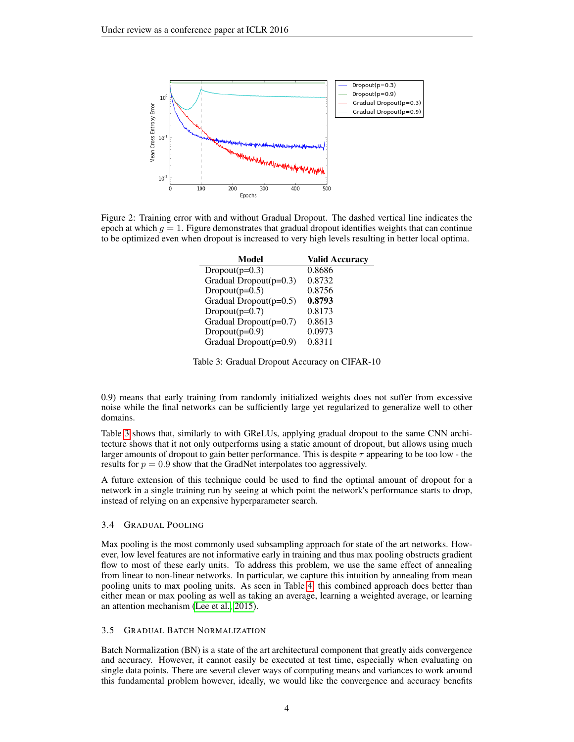Figure 2: Training error with and without Gradual Dropout. The dashed vertical line indicates the epoch at which $g = 1$. Figure demonstrates that gradual dropout identifies weights that can continue to be optimized even when dropout is increased to very high levels resulting in better local optima.

| Model | Valid Accuracy |
|---|---|
| Dropout(p=0.3) | 0.8686 |
| Gradual Dropout(p=0.3) | 0.8732 |
| Dropout(p=0.5) | 0.8756 |
| Gradual Dropout(p=0.5) | **0.8793** |
| Dropout(p=0.7) | 0.8173 |
| Gradual Dropout(p=0.7) | 0.8613 |
| Dropout(p=0.9) | 0.0973 |
| Gradual Dropout(p=0.9) | 0.8311 |

Table 3: Gradual Dropout Accuracy on CIFAR-10

0.9) means that early training from randomly initialized weights does not suffer from excessive noise while the final networks can be sufficiently large yet regularized to generalize well to other domains.

Table 3 shows that, similarly to with GReLUs, applying gradual dropout to the same CNN architecture shows that it not only outperforms using a static amount of dropout, but allows using much larger amounts of dropout to gain better performance. This is despite $\tau$ appearing to be too low - the results for $p = 0.9$ show that the GradNet interpolates too aggressively.

A future extension of this technique could be used to find the optimal amount of dropout for a network in a single training run by seeing at which point the network's performance starts to drop, instead of relying on an expensive hyperparameter search.

### 3.4 Gradual Pooling

Max pooling is the most commonly used subsampling approach for state of the art networks. However, low level features are not informative early in training and thus max pooling obstructs gradient flow to most of these early units. To address this problem, we use the same effect of annealing from linear to non-linear networks. In particular, we capture this intuition by annealing from mean pooling units to max pooling units. As seen in Table 4, this combined approach does better than either mean or max pooling as well as taking an average, learning a weighted average, or learning an attention mechanism (Lee et al., 2015).

### 3.5 Gradual Batch Normalization

Batch Normalization (BN) is a state of the art architectural component that greatly aids convergence and accuracy. However, it cannot easily be executed at test time, especially when evaluating on single data points. There are several clever ways of computing means and variances to work around this fundamental problem however, ideally, we would like the convergence and accuracy benefits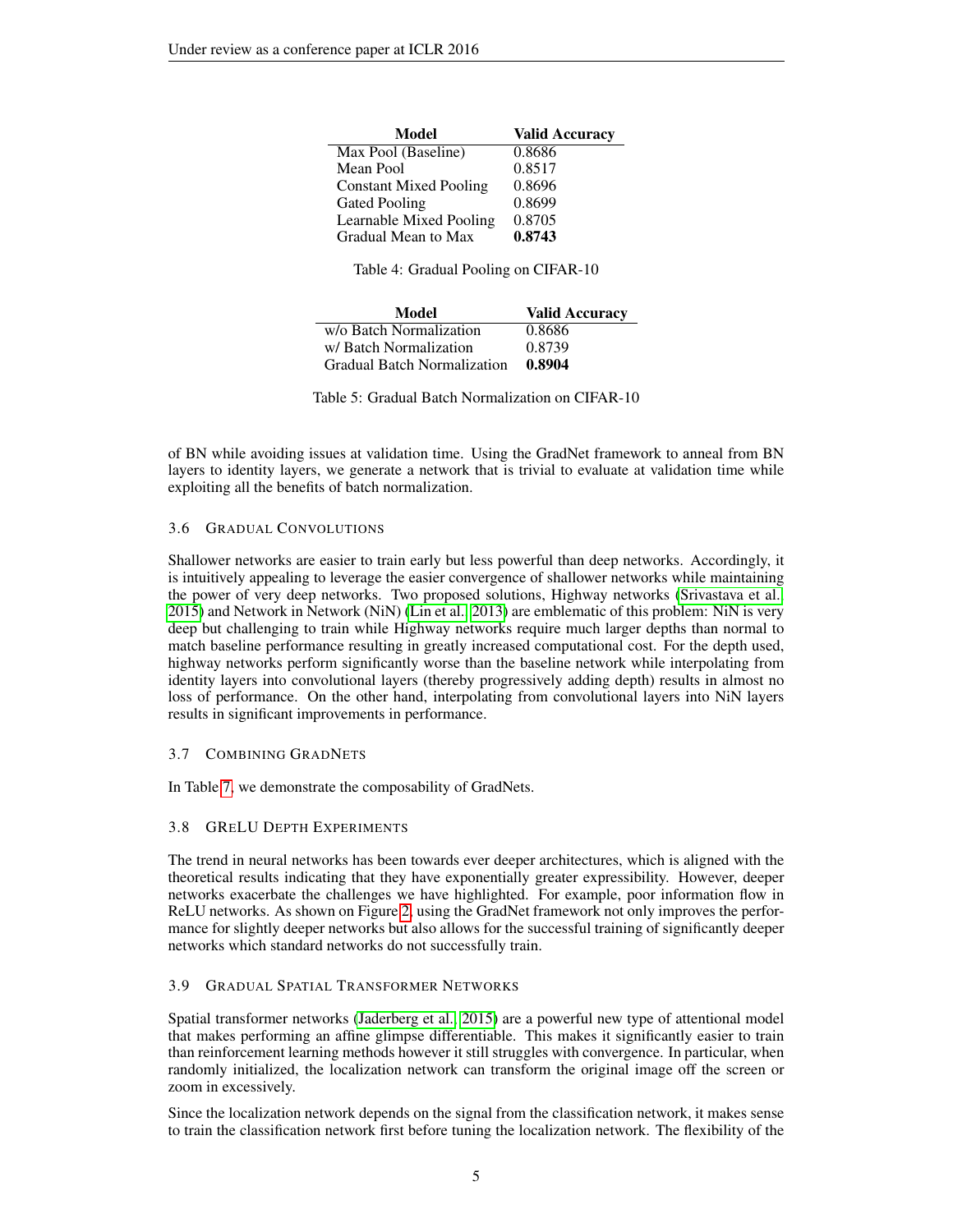| Model | Valid Accuracy |
|---|---|
| Max Pool (Baseline) | 0.8686 |
| Mean Pool | 0.8517 |
| Constant Mixed Pooling | 0.8696 |
| Gated Pooling | 0.8699 |
| Learnable Mixed Pooling | 0.8705 |
| Gradual Mean to Max | **0.8743** |

Table 4: Gradual Pooling on CIFAR-10

| Model | Valid Accuracy |
|---|---|
| w/o Batch Normalization | 0.8686 |
| w/ Batch Normalization | 0.8739 |
| Gradual Batch Normalization | **0.8904** |

Table 5: Gradual Batch Normalization on CIFAR-10

of BN while avoiding issues at validation time. Using the GradNet framework to anneal from BN layers to identity layers, we generate a network that is trivial to evaluate at validation time while exploiting all the benefits of batch normalization.

### 3.6 Gradual Convolutions

Shallower networks are easier to train early but less powerful than deep networks. Accordingly, it is intuitively appealing to leverage the easier convergence of shallower networks while maintaining the power of very deep networks. Two proposed solutions, Highway networks (Srivastava et al., 2015) and Network in Network (NiN) (Lin et al., 2013) are emblematic of this problem: NiN is very deep but challenging to train while Highway networks require much larger depths than normal to match baseline performance resulting in greatly increased computational cost. For the depth used, highway networks perform significantly worse than the baseline network while interpolating from identity layers into convolutional layers (thereby progressively adding depth) results in almost no loss of performance. On the other hand, interpolating from convolutional layers into NiN layers results in significant improvements in performance.

### 3.7 Combining GradNets

In Table 7, we demonstrate the composability of GradNets.

### 3.8 GReLU Depth Experiments

The trend in neural networks has been towards ever deeper architectures, which is aligned with the theoretical results indicating that they have exponentially greater expressibility. However, deeper networks exacerbate the challenges we have highlighted. For example, poor information flow in ReLU networks. As shown on Figure 2, using the GradNet framework not only improves the performance for slightly deeper networks but also allows for the successful training of significantly deeper networks which standard networks do not successfully train.

### 3.9 Gradual Spatial Transformer Networks

Spatial transformer networks (Jaderberg et al., 2015) are a powerful new type of attentional model that makes performing an affine glimpse differentiable. This makes it significantly easier to train than reinforcement learning methods however it still struggles with convergence. In particular, when randomly initialized, the localization network can transform the original image off the screen or zoom in excessively.

Since the localization network depends on the signal from the classification network, it makes sense to train the classification network first before tuning the localization network. The flexibility of the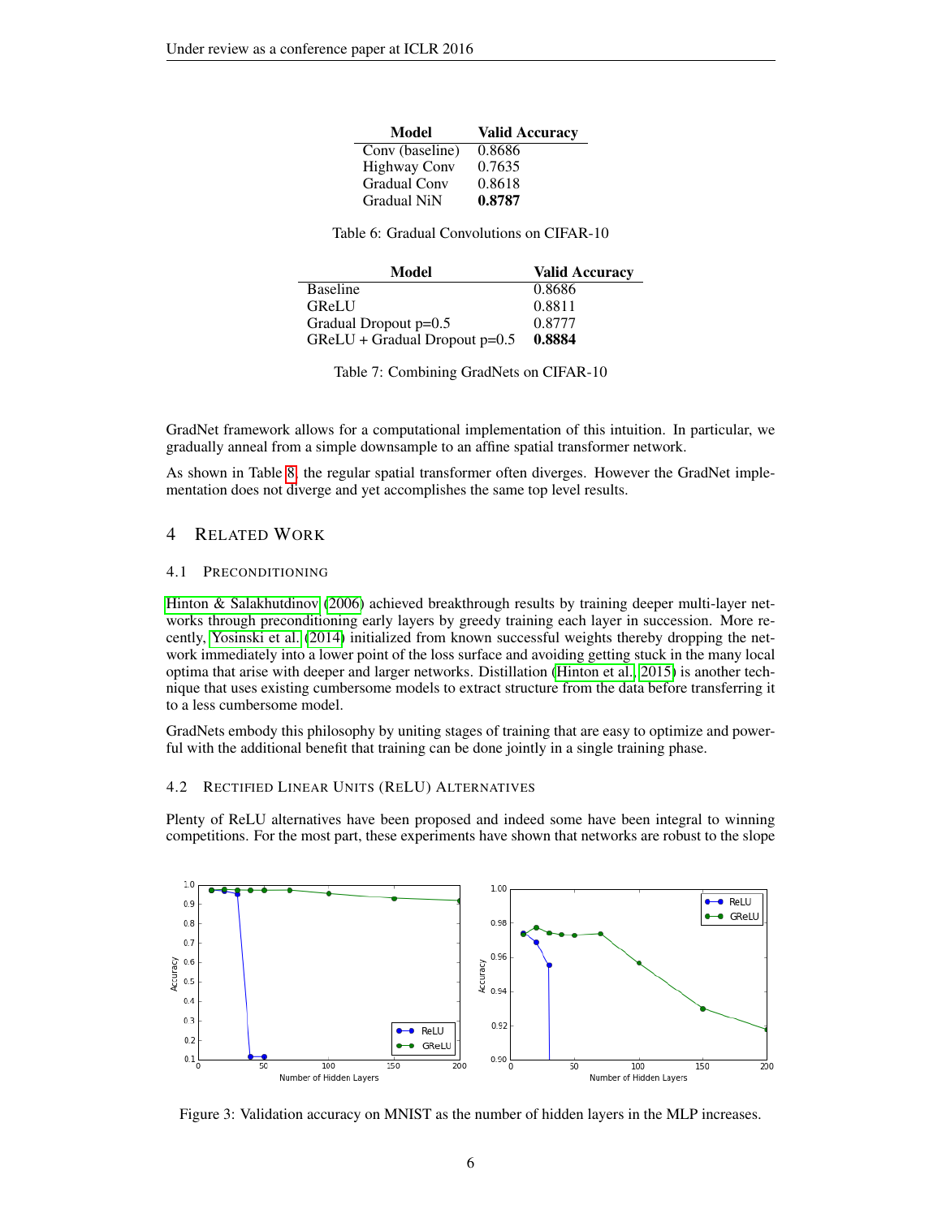| Model | Valid Accuracy |
|---|---|
| Conv (baseline) | 0.8686 |
| Highway Conv | 0.7635 |
| Gradual Conv | 0.8618 |
| Gradual NiN | **0.8787** |

Table 6: Gradual Convolutions on CIFAR-10

| Model | Valid Accuracy |
|---|---|
| Baseline | 0.8686 |
| GReLU | 0.8811 |
| Gradual Dropout p=0.5 | 0.8777 |
| GReLU + Gradual Dropout p=0.5 | **0.8884** |

Table 7: Combining GradNets on CIFAR-10

GradNet framework allows for a computational implementation of this intuition. In particular, we gradually anneal from a simple downsample to an affine spatial transformer network.

As shown in Table 8, the regular spatial transformer often diverges. However the GradNet implementation does not diverge and yet accomplishes the same top level results.

## 4 Related Work

### 4.1 Preconditioning

Hinton & Salakhutdinov (2006) achieved breakthrough results by training deeper multi-layer networks through preconditioning early layers by greedy training each layer in succession. More recently, Yosinski et al. (2014) initialized from known successful weights thereby dropping the network immediately into a lower point of the loss surface and avoiding getting stuck in the many local optima that arise with deeper and larger networks. Distillation (Hinton et al., 2015) is another technique that uses existing cumbersome models to extract structure from the data before transferring it to a less cumbersome model.

GradNets embody this philosophy by uniting stages of training that are easy to optimize and powerful with the additional benefit that training can be done jointly in a single training phase.

### 4.2 Rectified Linear Units (ReLU) Alternatives

Plenty of ReLU alternatives have been proposed and indeed some have been integral to winning competitions. For the most part, these experiments have shown that networks are robust to the slope

Figure 3: Validation accuracy on MNIST as the number of hidden layers in the MLP increases.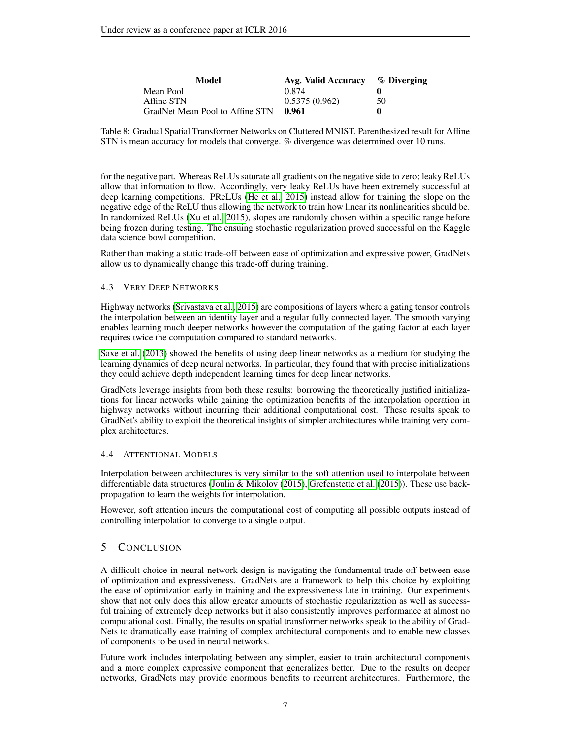| Model | Avg. Valid Accuracy | % Diverging |
|---|---|---|
| Mean Pool | 0.874 | **0** |
| Affine STN | 0.5375 (0.962) | 50 |
| GradNet Mean Pool to Affine STN | **0.961** | **0** |

Table 8: Gradual Spatial Transformer Networks on Cluttered MNIST. Parenthesized result for Affine STN is mean accuracy for models that converge. % divergence was determined over 10 runs.

for the negative part. Whereas ReLUs saturate all gradients on the negative side to zero; leaky ReLUs allow that information to flow. Accordingly, very leaky ReLUs have been extremely successful at deep learning competitions. PReLUs (He et al., 2015) instead allow for training the slope on the negative edge of the ReLU thus allowing the network to train how linear its nonlinearities should be. In randomized ReLUs (Xu et al., 2015), slopes are randomly chosen within a specific range before being frozen during testing. The ensuing stochastic regularization proved successful on the Kaggle data science bowl competition.

Rather than making a static trade-off between ease of optimization and expressive power, GradNets allow us to dynamically change this trade-off during training.

### 4.3 Very Deep Networks

Highway networks (Srivastava et al., 2015) are compositions of layers where a gating tensor controls the interpolation between an identity layer and a regular fully connected layer. The smooth varying enables learning much deeper networks however the computation of the gating factor at each layer requires twice the computation compared to standard networks.

Saxe et al. (2013) showed the benefits of using deep linear networks as a medium for studying the learning dynamics of deep neural networks. In particular, they found that with precise initializations they could achieve depth independent learning times for deep linear networks.

GradNets leverage insights from both these results: borrowing the theoretically justified initializations for linear networks while gaining the optimization benefits of the interpolation operation in highway networks without incurring their additional computational cost. These results speak to GradNet's ability to exploit the theoretical insights of simpler architectures while training very complex architectures.

### 4.4 Attentional Models

Interpolation between architectures is very similar to the soft attention used to interpolate between differentiable data structures (Joulin & Mikolov (2015), Grefenstette et al. (2015)). These use back-propagation to learn the weights for interpolation.

However, soft attention incurs the computational cost of computing all possible outputs instead of controlling interpolation to converge to a single output.

## 5 Conclusion

A difficult choice in neural network design is navigating the fundamental trade-off between ease of optimization and expressiveness. GradNets are a framework to help this choice by exploiting the ease of optimization early in training and the expressiveness late in training. Our experiments show that not only does this allow greater amounts of stochastic regularization as well as successful training of extremely deep networks but it also consistently improves performance at almost no computational cost. Finally, the results on spatial transformer networks speak to the ability of GradNets to dramatically ease training of complex architectural components and to enable new classes of components to be used in neural networks.

Future work includes interpolating between any simpler, easier to train architectural components and a more complex expressive component that generalizes better. Due to the results on deeper networks, GradNets may provide enormous benefits to recurrent architectures. Furthermore, the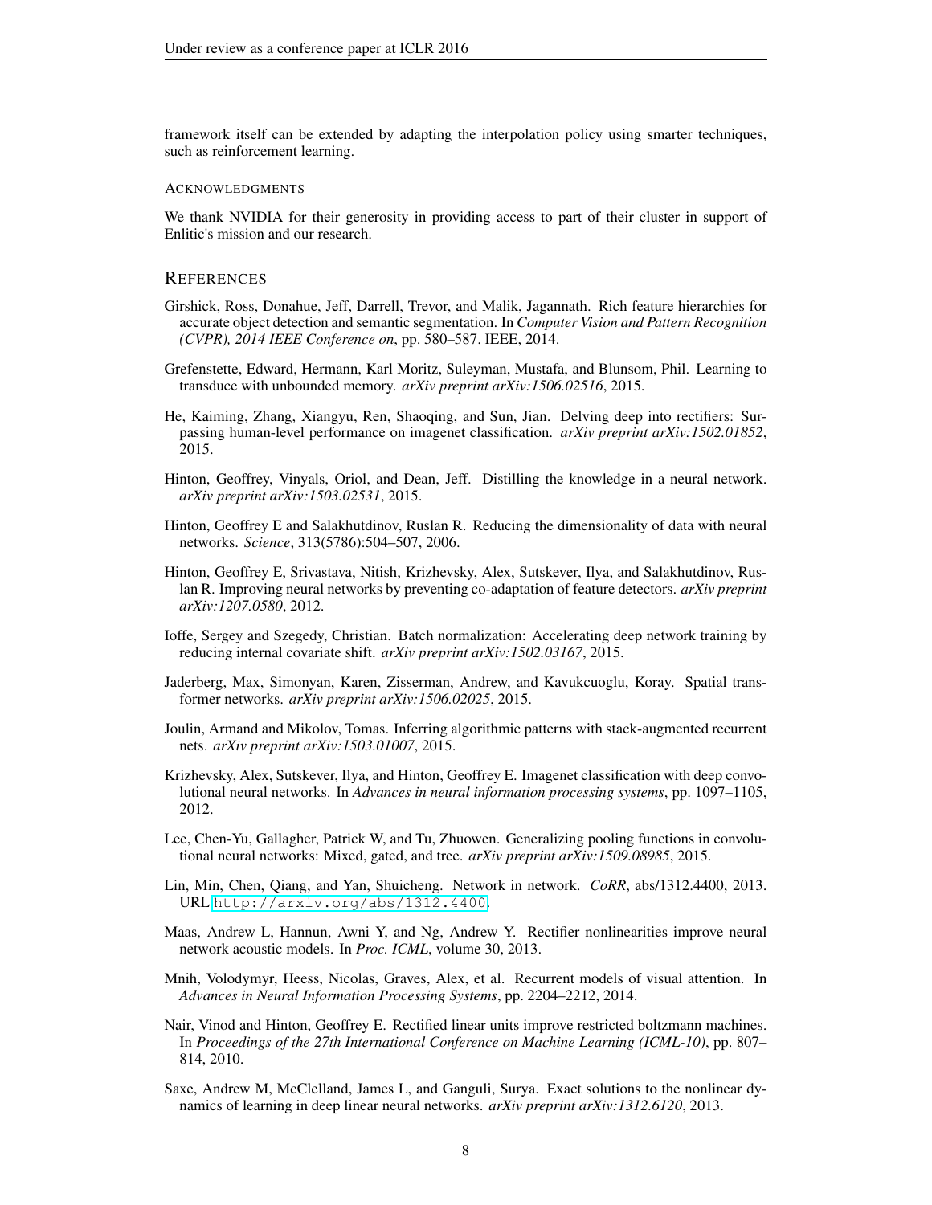framework itself can be extended by adapting the interpolation policy using smarter techniques, such as reinforcement learning.

#### ACKNOWLEDGMENTS

We thank NVIDIA for their generosity in providing access to part of their cluster in support of Enlitic's mission and our research.

## REFERENCES

Girshick, Ross, Donahue, Jeff, Darrell, Trevor, and Malik, Jagannath. Rich feature hierarchies for accurate object detection and semantic segmentation. In *Computer Vision and Pattern Recognition (CVPR), 2014 IEEE Conference on*, pp. 580–587. IEEE, 2014.

Grefenstette, Edward, Hermann, Karl Moritz, Suleyman, Mustafa, and Blunsom, Phil. Learning to transduce with unbounded memory. *arXiv preprint arXiv:1506.02516*, 2015.

He, Kaiming, Zhang, Xiangyu, Ren, Shaoqing, and Sun, Jian. Delving deep into rectifiers: Surpassing human-level performance on imagenet classification. *arXiv preprint arXiv:1502.01852*, 2015.

Hinton, Geoffrey, Vinyals, Oriol, and Dean, Jeff. Distilling the knowledge in a neural network. *arXiv preprint arXiv:1503.02531*, 2015.

Hinton, Geoffrey E and Salakhutdinov, Ruslan R. Reducing the dimensionality of data with neural networks. *Science*, 313(5786):504–507, 2006.

Hinton, Geoffrey E, Srivastava, Nitish, Krizhevsky, Alex, Sutskever, Ilya, and Salakhutdinov, Ruslan R. Improving neural networks by preventing co-adaptation of feature detectors. *arXiv preprint arXiv:1207.0580*, 2012.

Ioffe, Sergey and Szegedy, Christian. Batch normalization: Accelerating deep network training by reducing internal covariate shift. *arXiv preprint arXiv:1502.03167*, 2015.

Jaderberg, Max, Simonyan, Karen, Zisserman, Andrew, and Kavukcuoglu, Koray. Spatial transformer networks. *arXiv preprint arXiv:1506.02025*, 2015.

Joulin, Armand and Mikolov, Tomas. Inferring algorithmic patterns with stack-augmented recurrent nets. *arXiv preprint arXiv:1503.01007*, 2015.

Krizhevsky, Alex, Sutskever, Ilya, and Hinton, Geoffrey E. Imagenet classification with deep convolutional neural networks. In *Advances in neural information processing systems*, pp. 1097–1105, 2012.

Lee, Chen-Yu, Gallagher, Patrick W, and Tu, Zhuowen. Generalizing pooling functions in convolutional neural networks: Mixed, gated, and tree. *arXiv preprint arXiv:1509.08985*, 2015.

Lin, Min, Chen, Qiang, and Yan, Shuicheng. Network in network. *CoRR*, abs/1312.4400, 2013. URL http://arxiv.org/abs/1312.4400.

Maas, Andrew L, Hannun, Awni Y, and Ng, Andrew Y. Rectifier nonlinearities improve neural network acoustic models. In *Proc. ICML*, volume 30, 2013.

Mnih, Volodymyr, Heess, Nicolas, Graves, Alex, et al. Recurrent models of visual attention. In *Advances in Neural Information Processing Systems*, pp. 2204–2212, 2014.

Nair, Vinod and Hinton, Geoffrey E. Rectified linear units improve restricted boltzmann machines. In *Proceedings of the 27th International Conference on Machine Learning (ICML-10)*, pp. 807–814, 2010.

Saxe, Andrew M, McClelland, James L, and Ganguli, Surya. Exact solutions to the nonlinear dynamics of learning in deep linear neural networks. *arXiv preprint arXiv:1312.6120*, 2013.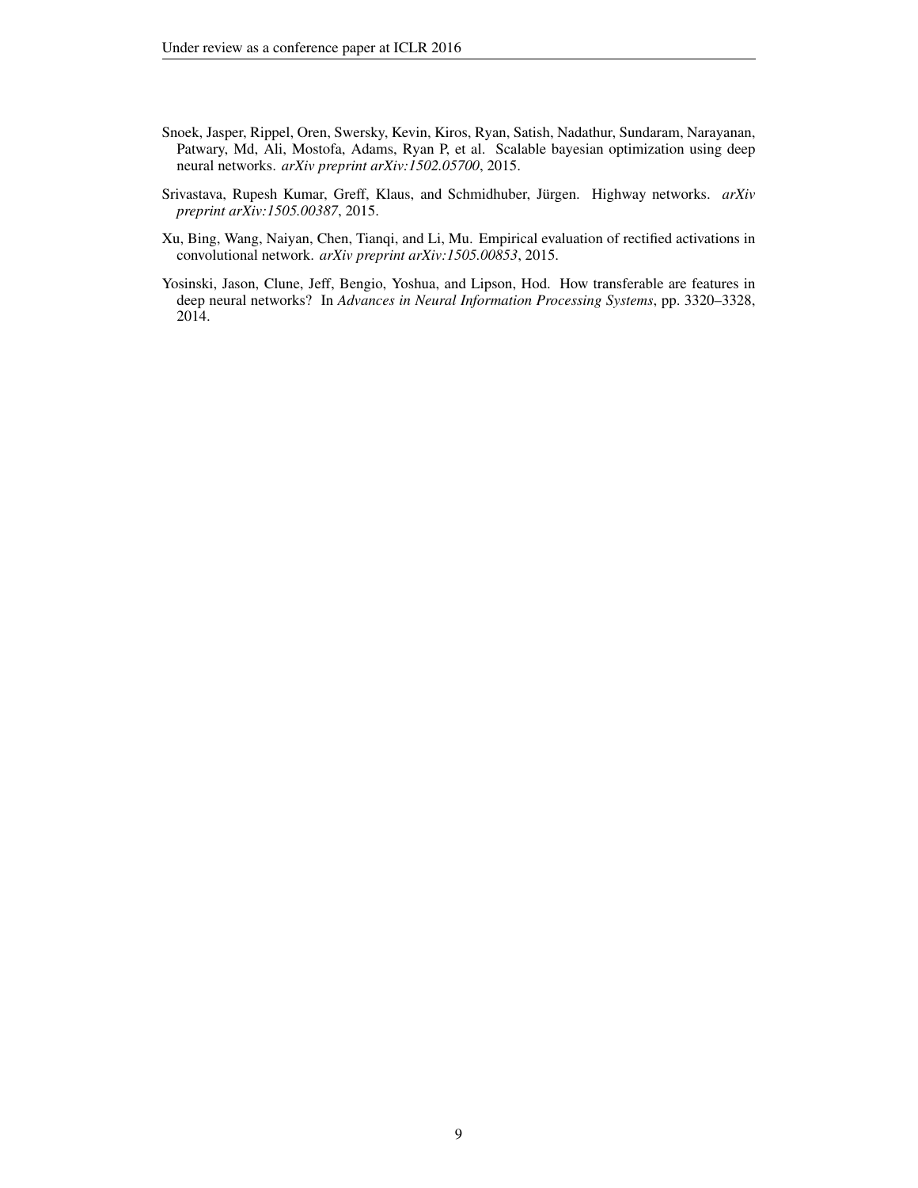Snoek, Jasper, Rippel, Oren, Swersky, Kevin, Kiros, Ryan, Satish, Nadathur, Sundaram, Narayanan, Patwary, Md, Ali, Mostofa, Adams, Ryan P, et al. Scalable bayesian optimization using deep neural networks. *arXiv preprint arXiv:1502.05700*, 2015.

Srivastava, Rupesh Kumar, Greff, Klaus, and Schmidhuber, Jürgen. Highway networks. *arXiv preprint arXiv:1505.00387*, 2015.

Xu, Bing, Wang, Naiyan, Chen, Tianqi, and Li, Mu. Empirical evaluation of rectified activations in convolutional network. *arXiv preprint arXiv:1505.00853*, 2015.

Yosinski, Jason, Clune, Jeff, Bengio, Yoshua, and Lipson, Hod. How transferable are features in deep neural networks? In *Advances in Neural Information Processing Systems*, pp. 3320–3328, 2014.